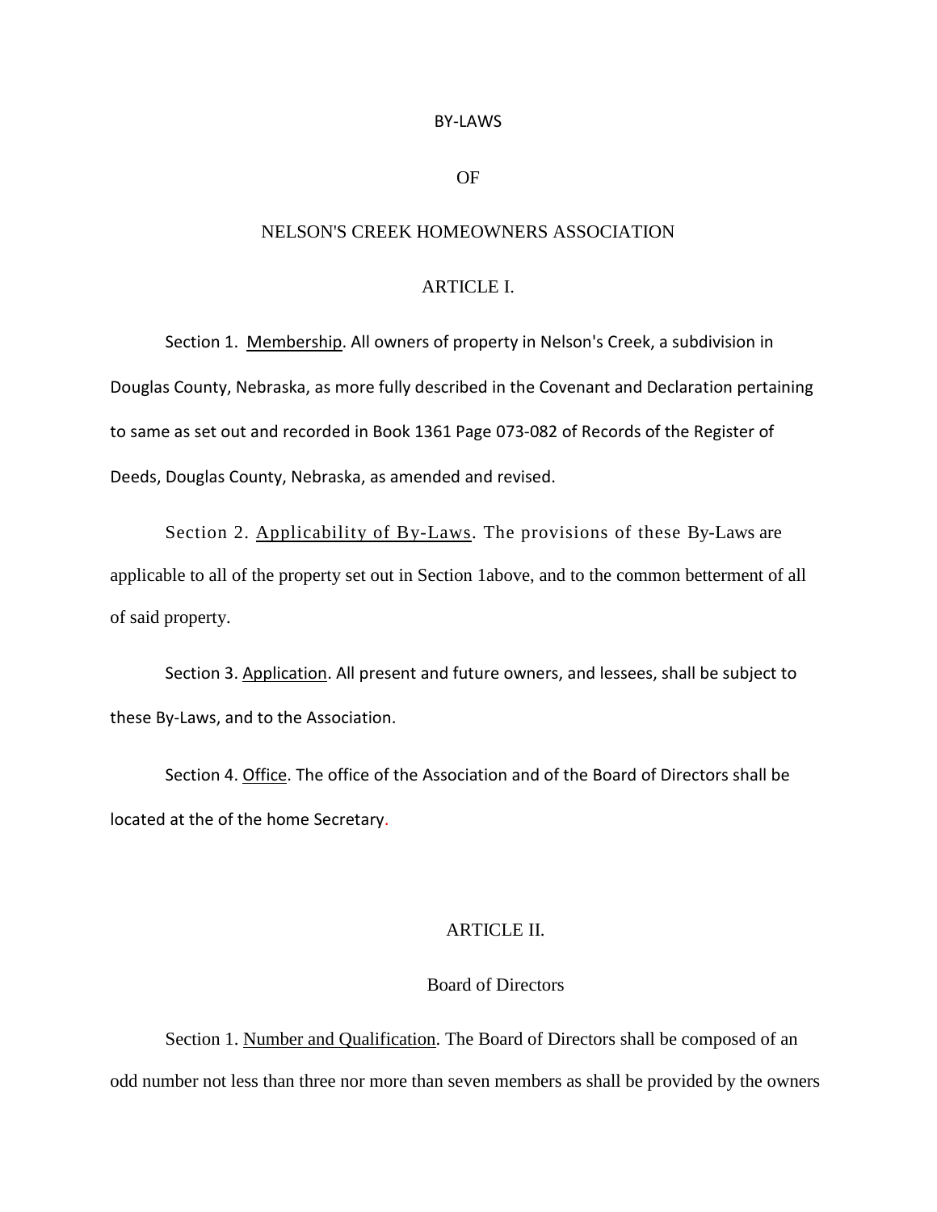# BY-LAWS

# OF

# NELSON'S CREEK HOMEOWNERS ASSOCIATION

## ARTICLE I.

Section 1. Membership. All owners of property in Nelson's Creek, a subdivision in Douglas County, Nebraska, as more fully described in the Covenant and Declaration pertaining to same as set out and recorded in Book 1361 Page 073-082 of Records of the Register of Deeds, Douglas County, Nebraska, as amended and revised.

Section 2. Applicability of By-Laws. The provisions of these By-Laws are applicable to all of the property set out in Section 1above, and to the common betterment of all of said property.

Section 3. Application. All present and future owners, and lessees, shall be subject to these By-Laws, and to the Association.

Section 4. Office. The office of the Association and of the Board of Directors shall be located at the of the home Secretary.

## ARTICLE II.

### Board of Directors

Section 1. Number and Qualification. The Board of Directors shall be composed of an odd number not less than three nor more than seven members as shall be provided by the owners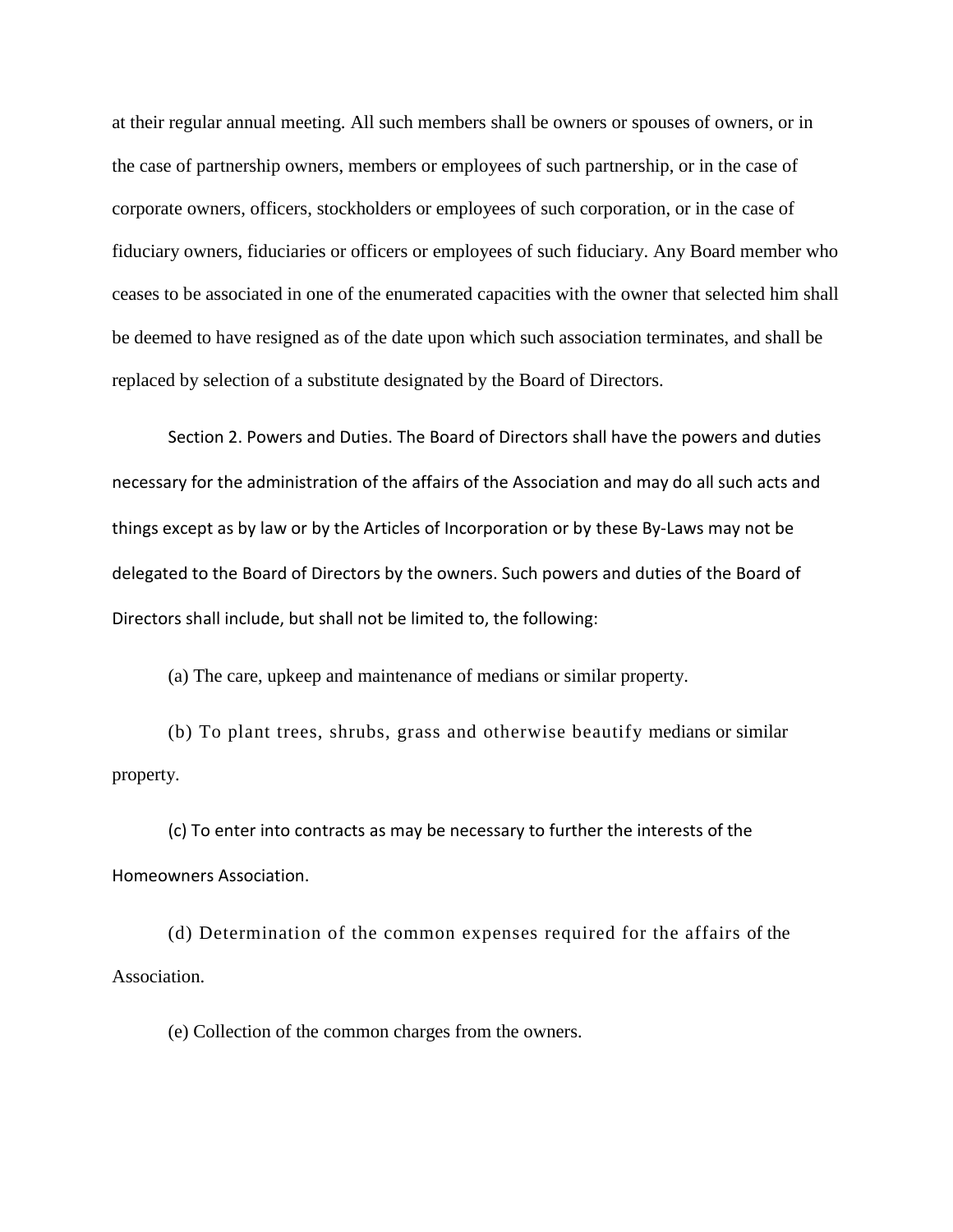at their regular annual meeting. All such members shall be owners or spouses of owners, or in the case of partnership owners, members or employees of such partnership, or in the case of corporate owners, officers, stockholders or employees of such corporation, or in the case of fiduciary owners, fiduciaries or officers or employees of such fiduciary. Any Board member who ceases to be associated in one of the enumerated capacities with the owner that selected him shall be deemed to have resigned as of the date upon which such association terminates, and shall be replaced by selection of a substitute designated by the Board of Directors.

Section 2. Powers and Duties. The Board of Directors shall have the powers and duties necessary for the administration of the affairs of the Association and may do all such acts and things except as by law or by the Articles of Incorporation or by these By-Laws may not be delegated to the Board of Directors by the owners. Such powers and duties of the Board of Directors shall include, but shall not be limited to, the following:

(a) The care, upkeep and maintenance of medians or similar property.

(b) To plant trees, shrubs, grass and otherwise beautify medians or similar property.

(c) To enter into contracts as may be necessary to further the interests of the Homeowners Association.

(d) Determination of the common expenses required for the affairs of the Association.

(e) Collection of the common charges from the owners.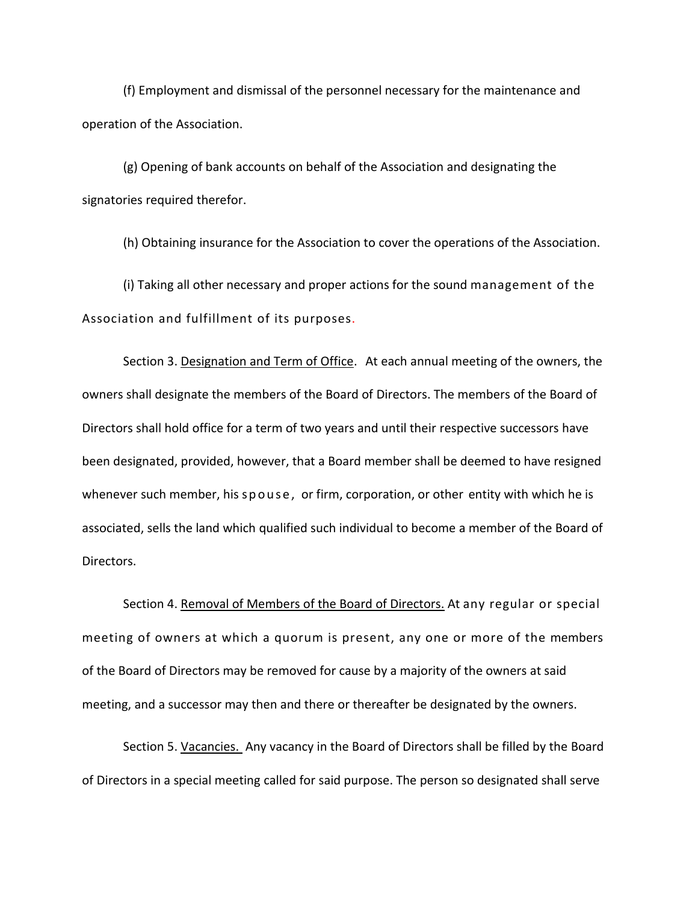(f) Employment and dismissal of the personnel necessary for the maintenance and operation of the Association.

(g) Opening of bank accounts on behalf of the Association and designating the signatories required therefor.

(h) Obtaining insurance for the Association to cover the operations of the Association.

(i) Taking all other necessary and proper actions for the sound management of the Association and fulfillment of its purposes.

Section 3. Designation and Term of Office. At each annual meeting of the owners, the owners shall designate the members of the Board of Directors. The members of the Board of Directors shall hold office for a term of two years and until their respective successors have been designated, provided, however, that a Board member shall be deemed to have resigned whenever such member, his spouse, or firm, corporation, or other entity with which he is associated, sells the land which qualified such individual to become a member of the Board of Directors.

Section 4. Removal of Members of the Board of Directors. At any regular or special meeting of owners at which a quorum is present, any one or more of the members of the Board of Directors may be removed for cause by a majority of the owners at said meeting, and a successor may then and there or thereafter be designated by the owners.

Section 5. Vacancies. Any vacancy in the Board of Directors shall be filled by the Board of Directors in a special meeting called for said purpose. The person so designated shall serve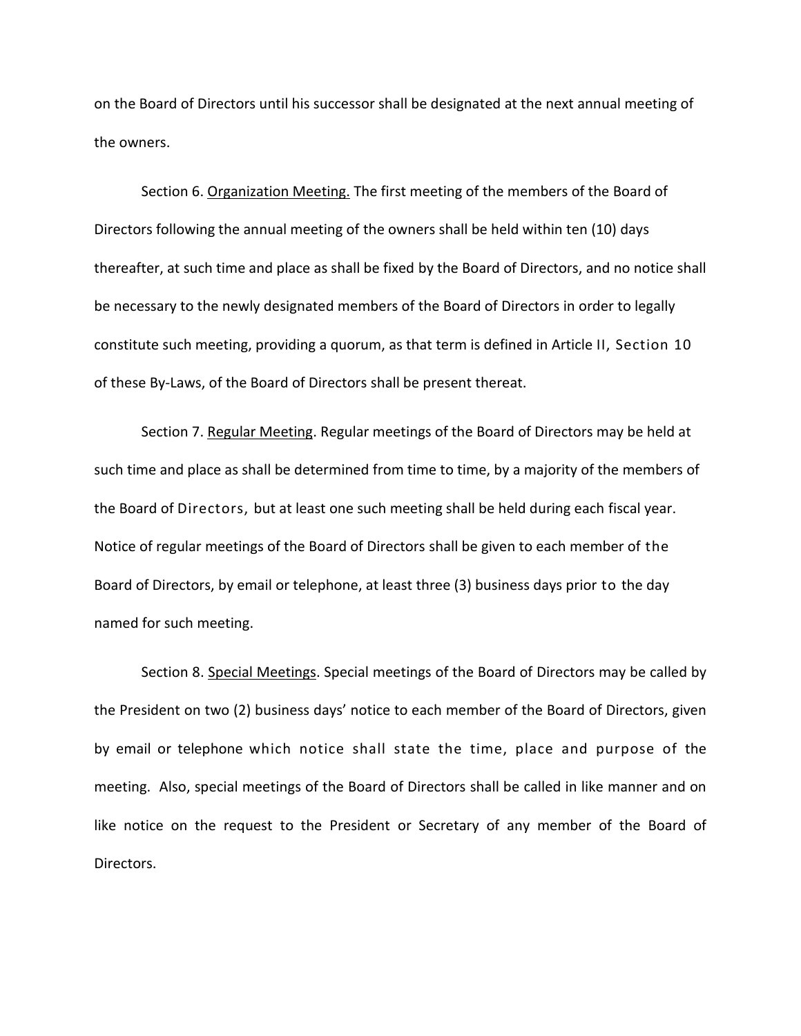on the Board of Directors until his successor shall be designated at the next annual meeting of the owners.

Section 6. <u>Organization Meeting.</u> The first meeting of the members of the Board of Directors following the annual meeting of the owners shall be held within ten (10) days thereafter, at such time and place as shall be fixed by the Board of Directors, and no notice shall be necessary to the newly designated members of the Board of Directors in order to legally constitute such meeting, providing a quorum, as that term is defined in Article II, Section 10 of these By-Laws, of the Board of Directors shall be present thereat.

Section 7. <u>Regular Meeting</u>. Regular meetings of the Board of Directors may be held at such time and place as shall be determined from time to time, by a majority of the members of the Board of Directors, but at least one such meeting shall be held during each fiscal year. Notice of regular meetings of the Board of Directors shall be given to each member of the Board of Directors, by email or telephone, at least three (3) business days prior to the day named for such meeting.

Section 8. <u>Special Meetings</u>. Special meetings of the Board of Directors may be called by the President on two (2) business days' notice to each member of the Board of Directors, given by email or telephone which notice shall state the time, place and purpose of the meeting. Also, special meetings of the Board of Directors shall be called in like manner and on like notice on the request to the President or Secretary of any member of the Board of Directors.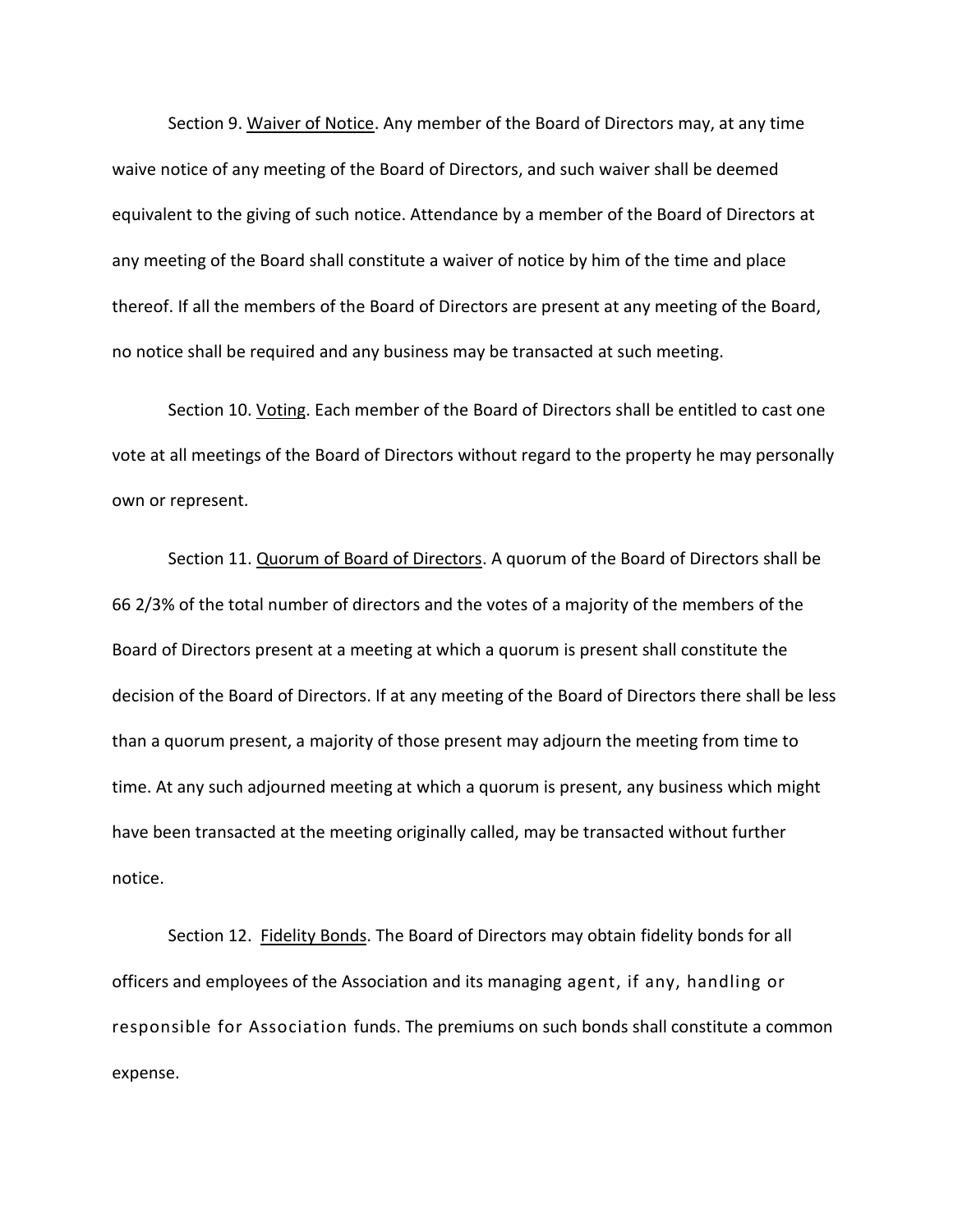Section 9. <u>Waiver of Notice</u>. Any member of the Board of Directors may, at any time waive notice of any meeting of the Board of Directors, and such waiver shall be deemed equivalent to the giving of such notice. Attendance by a member of the Board of Directors at any meeting of the Board shall constitute a waiver of notice by him of the time and place thereof. If all the members of the Board of Directors are present at any meeting of the Board, no notice shall be required and any business may be transacted at such meeting.

Section 10. <u>Voting</u>. Each member of the Board of Directors shall be entitled to cast one vote at all meetings of the Board of Directors without regard to the property he may personally own or represent.

Section 11. <u>Quorum of Board of Directors</u>. A quorum of the Board of Directors shall be 66 2/3% of the total number of directors and the votes of a majority of the members of the Board of Directors present at a meeting at which a quorum is present shall constitute the decision of the Board of Directors. If at any meeting of the Board of Directors there shall be less than a quorum present, a majority of those present may adjourn the meeting from time to time. At any such adjourned meeting at which a quorum is present, any business which might have been transacted at the meeting originally called, may be transacted without further notice.

Section 12. <u>Fidelity Bonds</u>. The Board of Directors may obtain fidelity bonds for all officers and employees of the Association and its managing agent, if any, handling or responsible for Association funds. The premiums on such bonds shall constitute a common expense.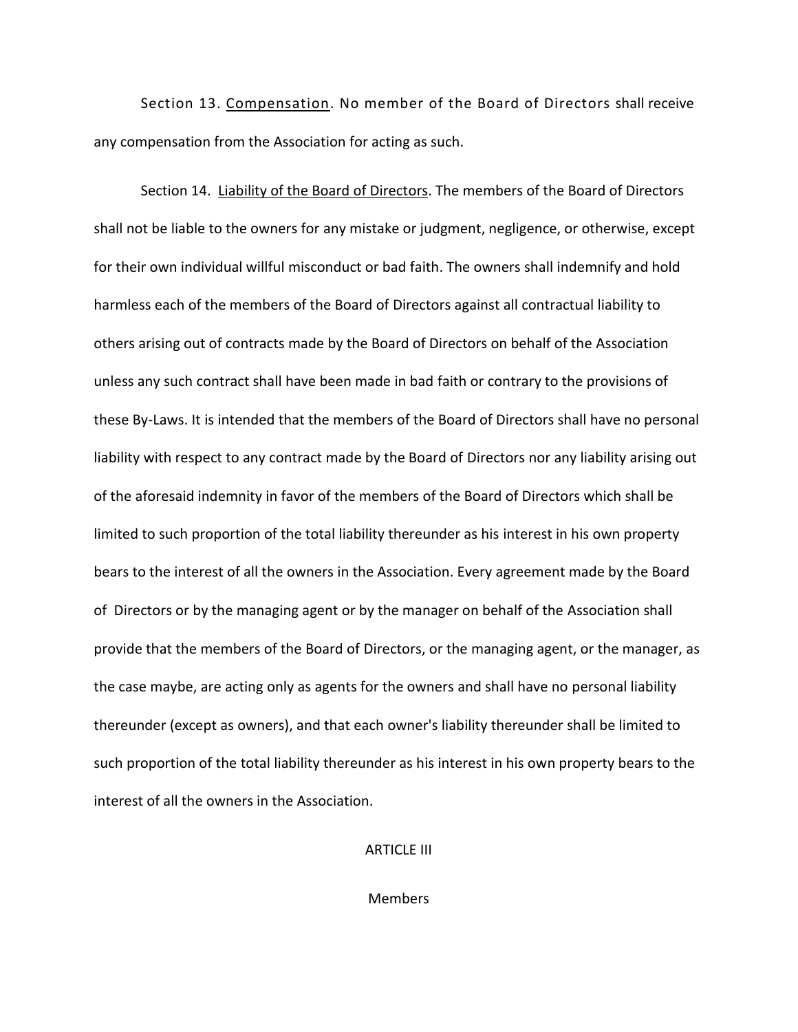Section 13. <u>Compensation</u>. No member of the Board of Directors shall receive any compensation from the Association for acting as such.

Section 14. <u>Liability of the Board of Directors</u>. The members of the Board of Directors shall not be liable to the owners for any mistake or judgment, negligence, or otherwise, except for their own individual willful misconduct or bad faith. The owners shall indemnify and hold harmless each of the members of the Board of Directors against all contractual liability to others arising out of contracts made by the Board of Directors on behalf of the Association unless any such contract shall have been made in bad faith or contrary to the provisions of these By-Laws. It is intended that the members of the Board of Directors shall have no personal liability with respect to any contract made by the Board of Directors nor any liability arising out of the aforesaid indemnity in favor of the members of the Board of Directors which shall be limited to such proportion of the total liability thereunder as his interest in his own property bears to the interest of all the owners in the Association. Every agreement made by the Board of Directors or by the managing agent or by the manager on behalf of the Association shall provide that the members of the Board of Directors, or the managing agent, or the manager, as the case maybe, are acting only as agents for the owners and shall have no personal liability thereunder (except as owners), and that each owner's liability thereunder shall be limited to such proportion of the total liability thereunder as his interest in his own property bears to the interest of all the owners in the Association.

## ARTICLE III

## Members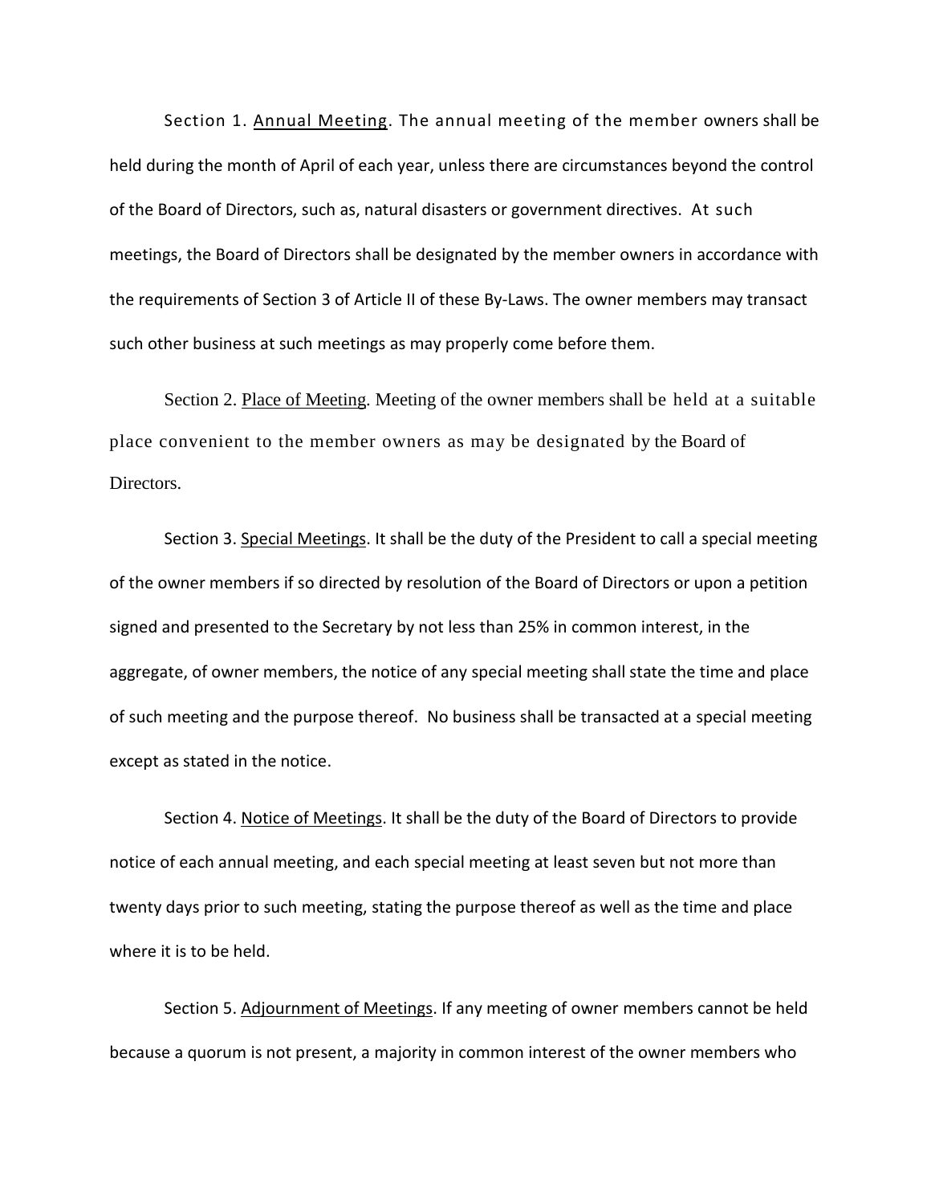Section 1. Annual Meeting. The annual meeting of the member owners shall be held during the month of April of each year, unless there are circumstances beyond the control of the Board of Directors, such as, natural disasters or government directives. At such meetings, the Board of Directors shall be designated by the member owners in accordance with the requirements of Section 3 of Article II of these By-Laws. The owner members may transact such other business at such meetings as may properly come before them.

Section 2. Place of Meeting. Meeting of the owner members shall be held at a suitable place convenient to the member owners as may be designated by the Board of Directors.

Section 3. Special Meetings. It shall be the duty of the President to call a special meeting of the owner members if so directed by resolution of the Board of Directors or upon a petition signed and presented to the Secretary by not less than 25% in common interest, in the aggregate, of owner members, the notice of any special meeting shall state the time and place of such meeting and the purpose thereof. No business shall be transacted at a special meeting except as stated in the notice.

Section 4. Notice of Meetings. It shall be the duty of the Board of Directors to provide notice of each annual meeting, and each special meeting at least seven but not more than twenty days prior to such meeting, stating the purpose thereof as well as the time and place where it is to be held.

Section 5. Adjournment of Meetings. If any meeting of owner members cannot be held because a quorum is not present, a majority in common interest of the owner members who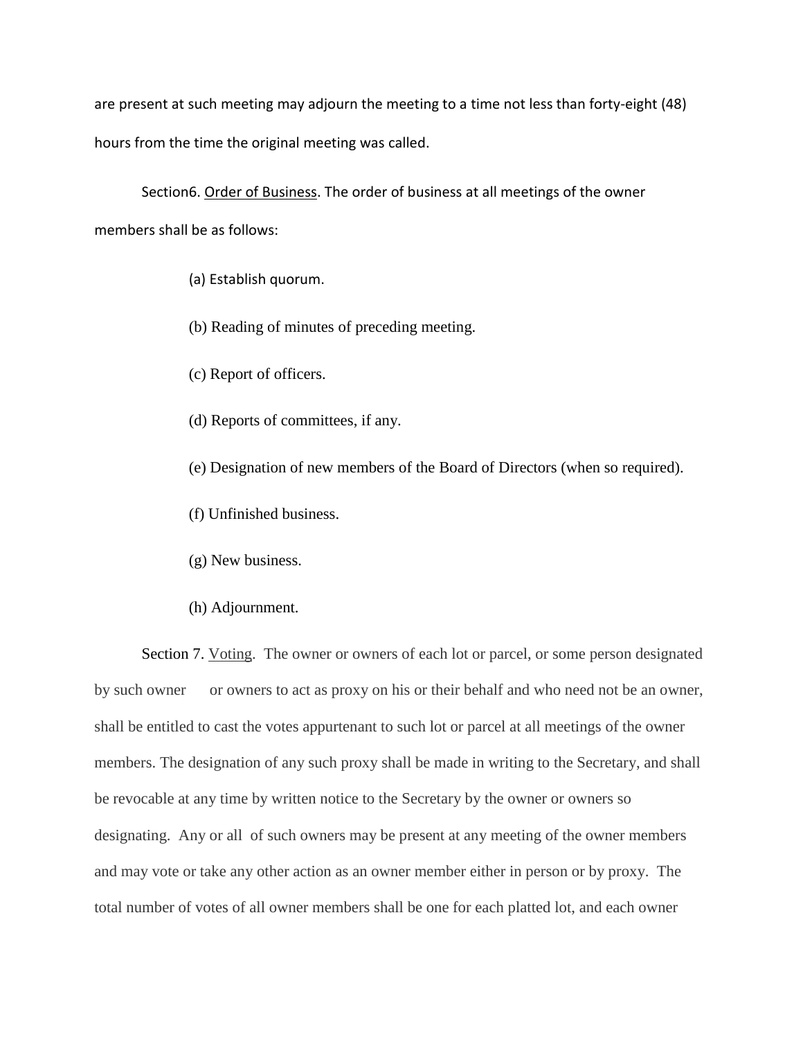are present at such meeting may adjourn the meeting to a time not less than forty-eight (48) hours from the time the original meeting was called.

Section6. Order of Business. The order of business at all meetings of the owner members shall be as follows:

(a) Establish quorum.

(b) Reading of minutes of preceding meeting.

(c) Report of officers.

(d) Reports of committees, if any.

(e) Designation of new members of the Board of Directors (when so required).

(f) Unfinished business.

(g) New business.

(h) Adjournment.

Section 7. Voting. The owner or owners of each lot or parcel, or some person designated by such owner or owners to act as proxy on his or their behalf and who need not be an owner, shall be entitled to cast the votes appurtenant to such lot or parcel at all meetings of the owner members. The designation of any such proxy shall be made in writing to the Secretary, and shall be revocable at any time by written notice to the Secretary by the owner or owners so designating. Any or all of such owners may be present at any meeting of the owner members and may vote or take any other action as an owner member either in person or by proxy. The total number of votes of all owner members shall be one for each platted lot, and each owner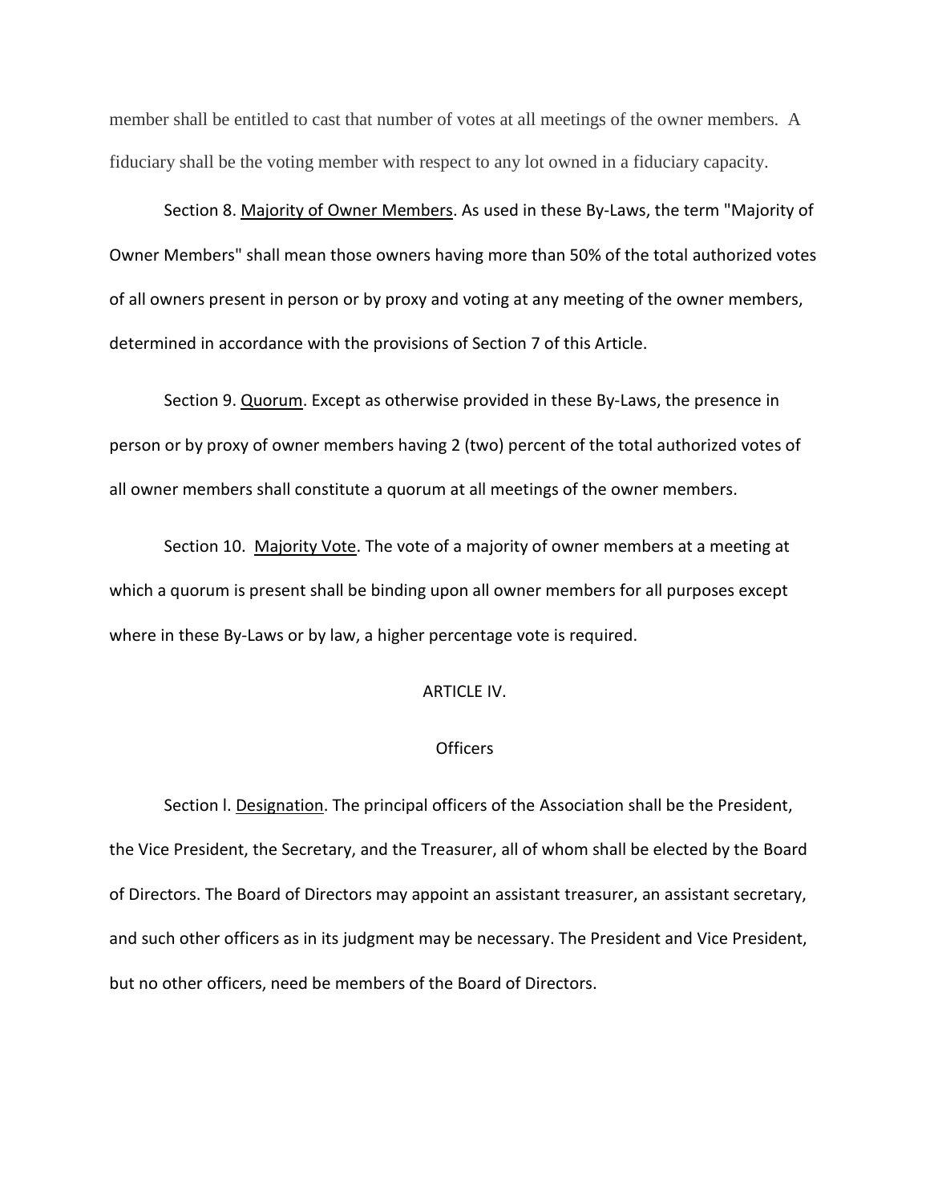member shall be entitled to cast that number of votes at all meetings of the owner members. A fiduciary shall be the voting member with respect to any lot owned in a fiduciary capacity.

Section 8. Majority of Owner Members. As used in these By-Laws, the term "Majority of Owner Members" shall mean those owners having more than 50% of the total authorized votes of all owners present in person or by proxy and voting at any meeting of the owner members, determined in accordance with the provisions of Section 7 of this Article.

Section 9. Quorum. Except as otherwise provided in these By-Laws, the presence in person or by proxy of owner members having 2 (two) percent of the total authorized votes of all owner members shall constitute a quorum at all meetings of the owner members.

Section 10. Majority Vote. The vote of a majority of owner members at a meeting at which a quorum is present shall be binding upon all owner members for all purposes except where in these By-Laws or by law, a higher percentage vote is required.

## ARTICLE IV.

## Officers

Section l. Designation. The principal officers of the Association shall be the President, the Vice President, the Secretary, and the Treasurer, all of whom shall be elected by the Board of Directors. The Board of Directors may appoint an assistant treasurer, an assistant secretary, and such other officers as in its judgment may be necessary. The President and Vice President, but no other officers, need be members of the Board of Directors.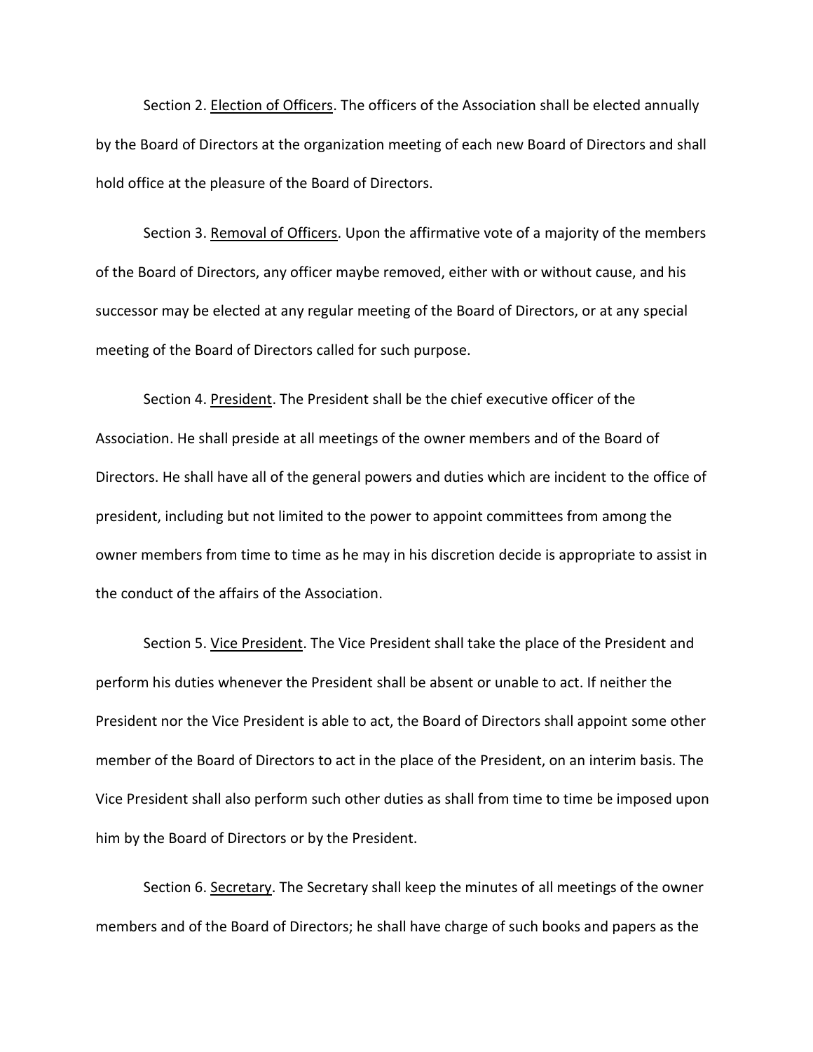Section 2. <u>Election of Officers</u>. The officers of the Association shall be elected annually by the Board of Directors at the organization meeting of each new Board of Directors and shall hold office at the pleasure of the Board of Directors.

Section 3. <u>Removal of Officers</u>. Upon the affirmative vote of a majority of the members of the Board of Directors, any officer maybe removed, either with or without cause, and his successor may be elected at any regular meeting of the Board of Directors, or at any special meeting of the Board of Directors called for such purpose.

Section 4. <u>President</u>. The President shall be the chief executive officer of the Association. He shall preside at all meetings of the owner members and of the Board of Directors. He shall have all of the general powers and duties which are incident to the office of president, including but not limited to the power to appoint committees from among the owner members from time to time as he may in his discretion decide is appropriate to assist in the conduct of the affairs of the Association.

Section 5. <u>Vice President</u>. The Vice President shall take the place of the President and perform his duties whenever the President shall be absent or unable to act. If neither the President nor the Vice President is able to act, the Board of Directors shall appoint some other member of the Board of Directors to act in the place of the President, on an interim basis. The Vice President shall also perform such other duties as shall from time to time be imposed upon him by the Board of Directors or by the President.

Section 6. <u>Secretary</u>. The Secretary shall keep the minutes of all meetings of the owner members and of the Board of Directors; he shall have charge of such books and papers as the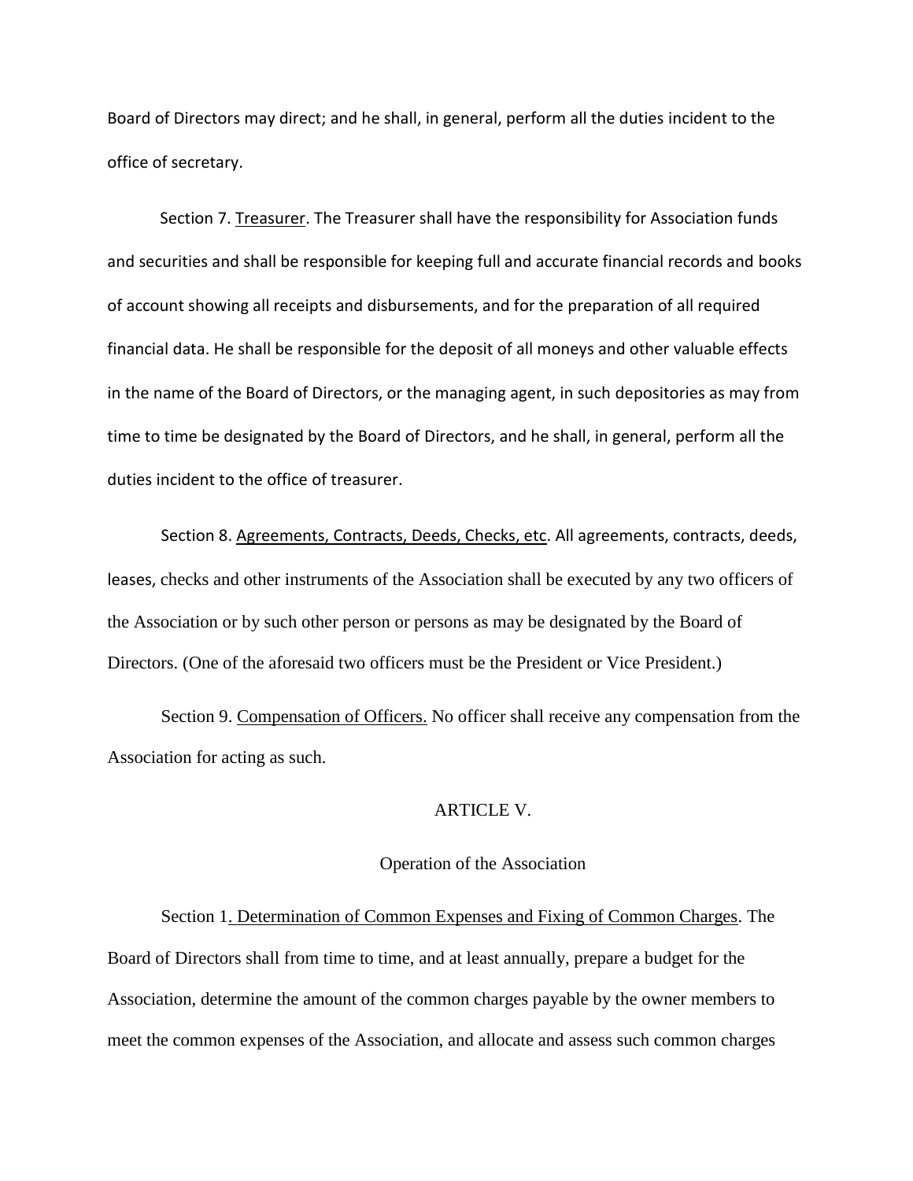Board of Directors may direct; and he shall, in general, perform all the duties incident to the office of secretary.

Section 7. <u>Treasurer</u>. The Treasurer shall have the responsibility for Association funds and securities and shall be responsible for keeping full and accurate financial records and books of account showing all receipts and disbursements, and for the preparation of all required financial data. He shall be responsible for the deposit of all moneys and other valuable effects in the name of the Board of Directors, or the managing agent, in such depositories as may from time to time be designated by the Board of Directors, and he shall, in general, perform all the duties incident to the office of treasurer.

Section 8. <u>Agreements, Contracts, Deeds, Checks, etc</u>. All agreements, contracts, deeds, leases, checks and other instruments of the Association shall be executed by any two officers of the Association or by such other person or persons as may be designated by the Board of Directors. (One of the aforesaid two officers must be the President or Vice President.)

Section 9. <u>Compensation of Officers.</u> No officer shall receive any compensation from the Association for acting as such.

## ARTICLE V.

### Operation of the Association

Section 1<u>. Determination of Common Expenses and Fixing of Common Charges</u>. The Board of Directors shall from time to time, and at least annually, prepare a budget for the Association, determine the amount of the common charges payable by the owner members to meet the common expenses of the Association, and allocate and assess such common charges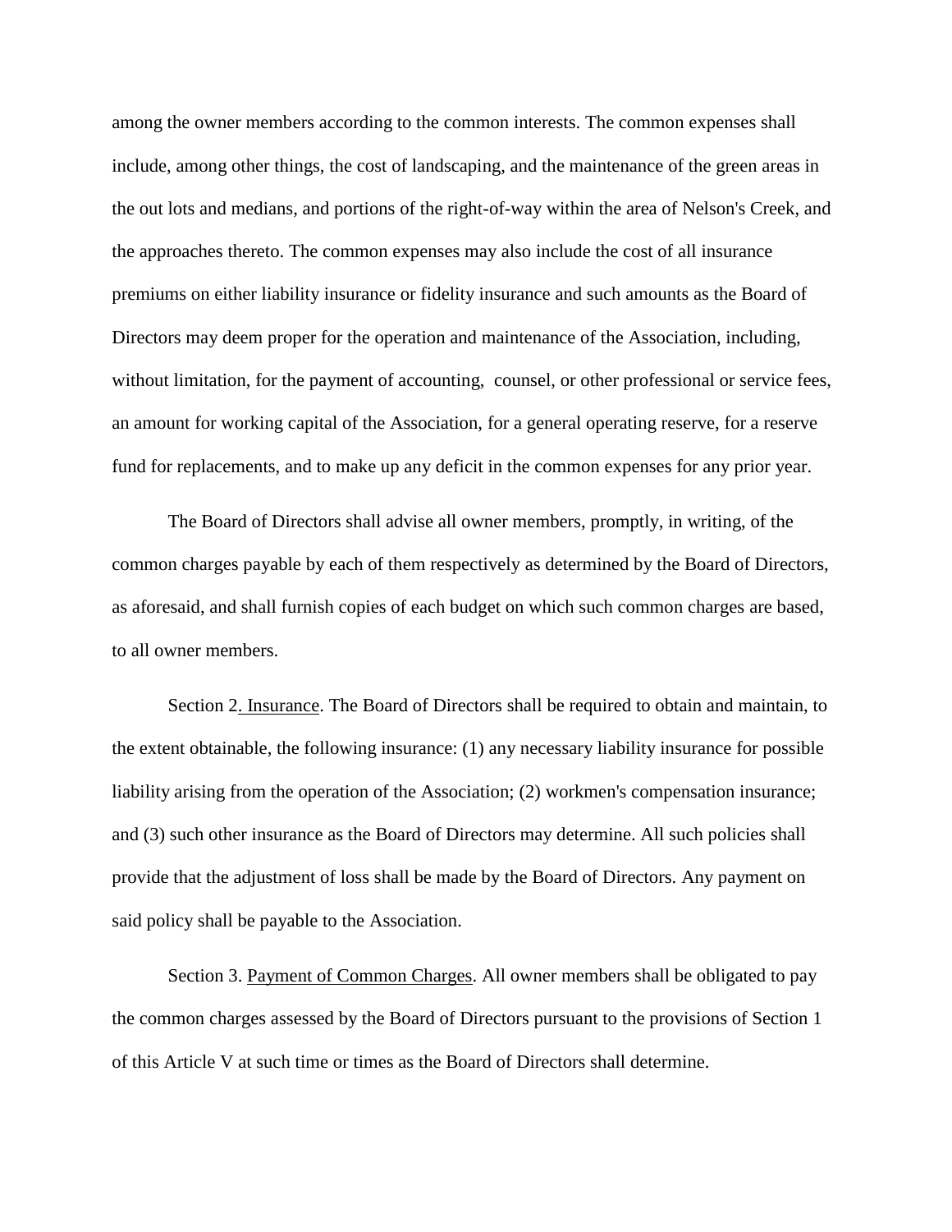among the owner members according to the common interests. The common expenses shall include, among other things, the cost of landscaping, and the maintenance of the green areas in the out lots and medians, and portions of the right-of-way within the area of Nelson's Creek, and the approaches thereto. The common expenses may also include the cost of all insurance premiums on either liability insurance or fidelity insurance and such amounts as the Board of Directors may deem proper for the operation and maintenance of the Association, including, without limitation, for the payment of accounting, counsel, or other professional or service fees, an amount for working capital of the Association, for a general operating reserve, for a reserve fund for replacements, and to make up any deficit in the common expenses for any prior year.

The Board of Directors shall advise all owner members, promptly, in writing, of the common charges payable by each of them respectively as determined by the Board of Directors, as aforesaid, and shall furnish copies of each budget on which such common charges are based, to all owner members.

Section 2. Insurance. The Board of Directors shall be required to obtain and maintain, to the extent obtainable, the following insurance: (1) any necessary liability insurance for possible liability arising from the operation of the Association; (2) workmen's compensation insurance; and (3) such other insurance as the Board of Directors may determine. All such policies shall provide that the adjustment of loss shall be made by the Board of Directors. Any payment on said policy shall be payable to the Association.

Section 3. Payment of Common Charges. All owner members shall be obligated to pay the common charges assessed by the Board of Directors pursuant to the provisions of Section 1 of this Article V at such time or times as the Board of Directors shall determine.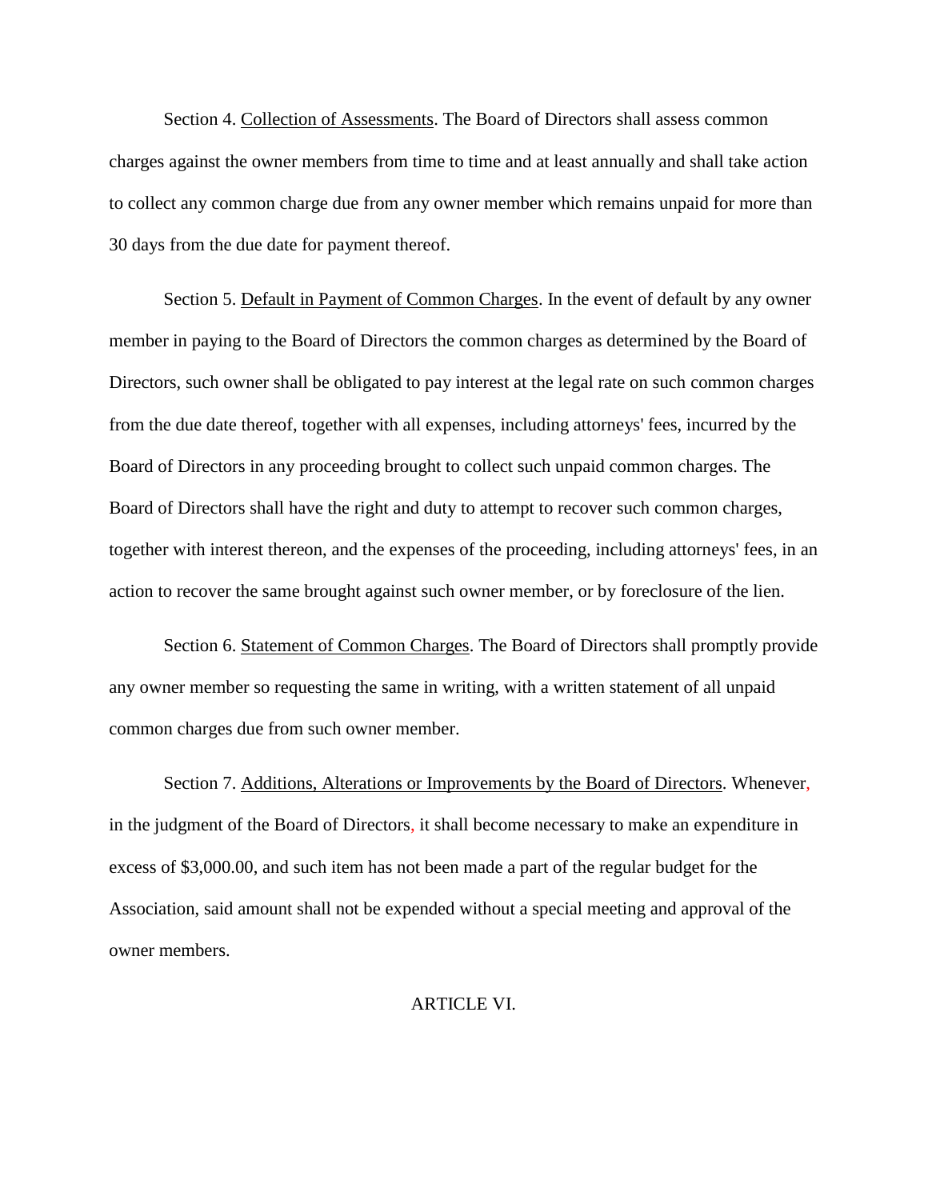Section 4. Collection of Assessments. The Board of Directors shall assess common charges against the owner members from time to time and at least annually and shall take action to collect any common charge due from any owner member which remains unpaid for more than 30 days from the due date for payment thereof.

Section 5. Default in Payment of Common Charges. In the event of default by any owner member in paying to the Board of Directors the common charges as determined by the Board of Directors, such owner shall be obligated to pay interest at the legal rate on such common charges from the due date thereof, together with all expenses, including attorneys' fees, incurred by the Board of Directors in any proceeding brought to collect such unpaid common charges. The Board of Directors shall have the right and duty to attempt to recover such common charges, together with interest thereon, and the expenses of the proceeding, including attorneys' fees, in an action to recover the same brought against such owner member, or by foreclosure of the lien.

Section 6. Statement of Common Charges. The Board of Directors shall promptly provide any owner member so requesting the same in writing, with a written statement of all unpaid common charges due from such owner member.

Section 7. Additions, Alterations or Improvements by the Board of Directors. Whenever, in the judgment of the Board of Directors, it shall become necessary to make an expenditure in excess of $3,000.00, and such item has not been made a part of the regular budget for the Association, said amount shall not be expended without a special meeting and approval of the owner members.

## ARTICLE VI.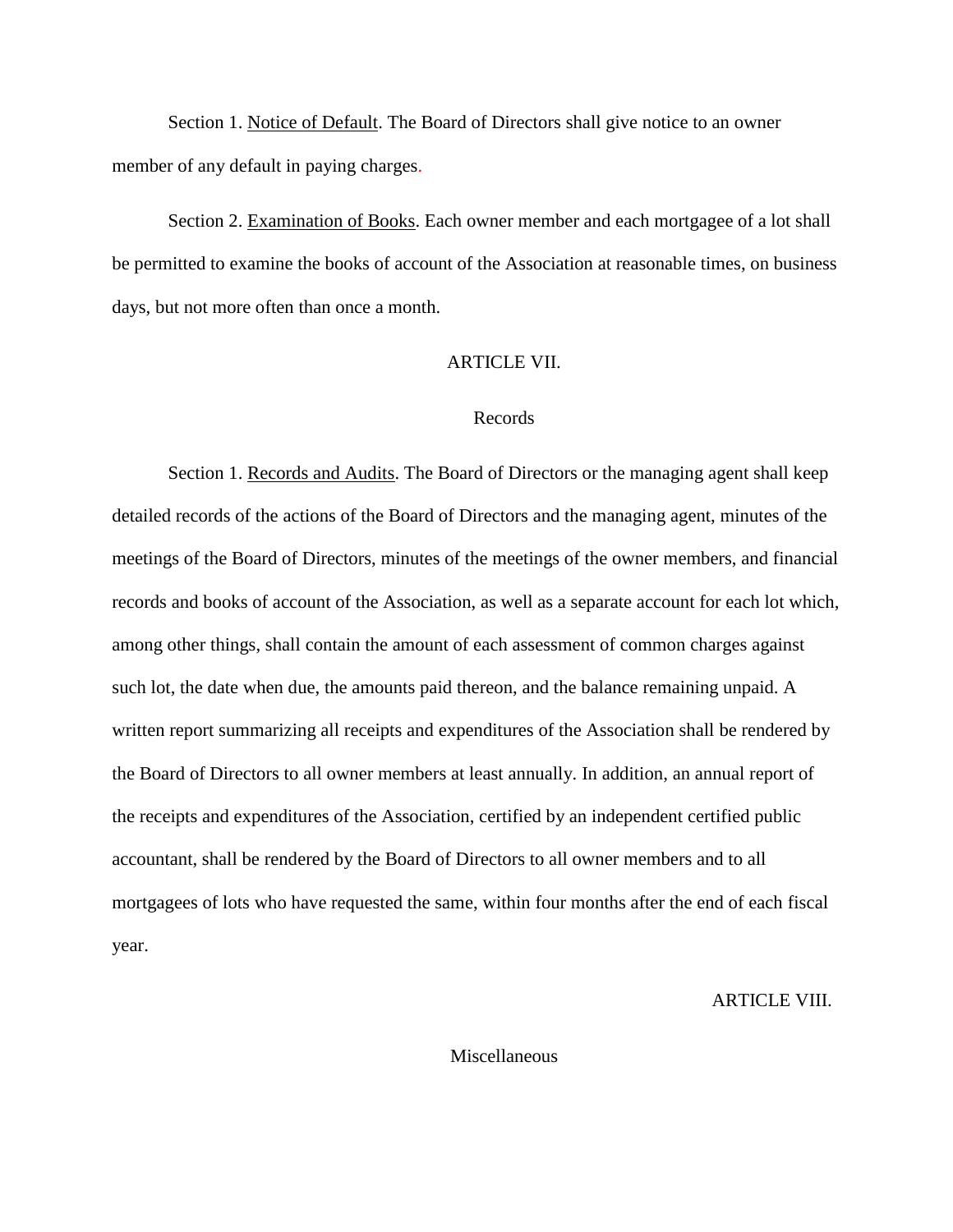Section 1. Notice of Default. The Board of Directors shall give notice to an owner member of any default in paying charges.

Section 2. Examination of Books. Each owner member and each mortgagee of a lot shall be permitted to examine the books of account of the Association at reasonable times, on business days, but not more often than once a month.

## ARTICLE VII.

## Records

Section 1. Records and Audits. The Board of Directors or the managing agent shall keep detailed records of the actions of the Board of Directors and the managing agent, minutes of the meetings of the Board of Directors, minutes of the meetings of the owner members, and financial records and books of account of the Association, as well as a separate account for each lot which, among other things, shall contain the amount of each assessment of common charges against such lot, the date when due, the amounts paid thereon, and the balance remaining unpaid. A written report summarizing all receipts and expenditures of the Association shall be rendered by the Board of Directors to all owner members at least annually. In addition, an annual report of the receipts and expenditures of the Association, certified by an independent certified public accountant, shall be rendered by the Board of Directors to all owner members and to all mortgagees of lots who have requested the same, within four months after the end of each fiscal year.

## ARTICLE VIII.

## Miscellaneous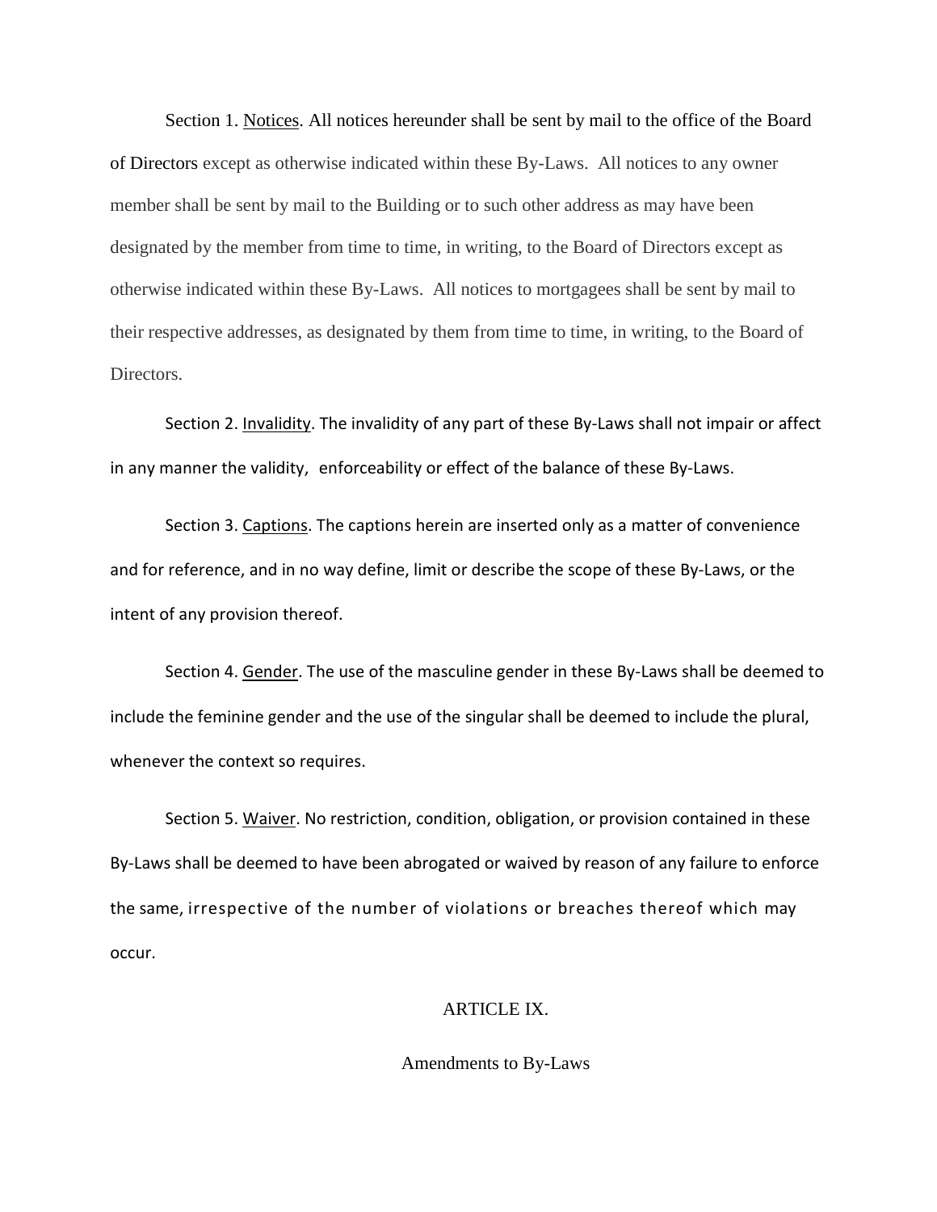Section 1. Notices. All notices hereunder shall be sent by mail to the office of the Board of Directors except as otherwise indicated within these By-Laws. All notices to any owner member shall be sent by mail to the Building or to such other address as may have been designated by the member from time to time, in writing, to the Board of Directors except as otherwise indicated within these By-Laws. All notices to mortgagees shall be sent by mail to their respective addresses, as designated by them from time to time, in writing, to the Board of Directors.

Section 2. Invalidity. The invalidity of any part of these By-Laws shall not impair or affect in any manner the validity, enforceability or effect of the balance of these By-Laws.

Section 3. Captions. The captions herein are inserted only as a matter of convenience and for reference, and in no way define, limit or describe the scope of these By-Laws, or the intent of any provision thereof.

Section 4. Gender. The use of the masculine gender in these By-Laws shall be deemed to include the feminine gender and the use of the singular shall be deemed to include the plural, whenever the context so requires.

Section 5. Waiver. No restriction, condition, obligation, or provision contained in these By-Laws shall be deemed to have been abrogated or waived by reason of any failure to enforce the same, irrespective of the number of violations or breaches thereof which may occur.

## ARTICLE IX.

## Amendments to By-Laws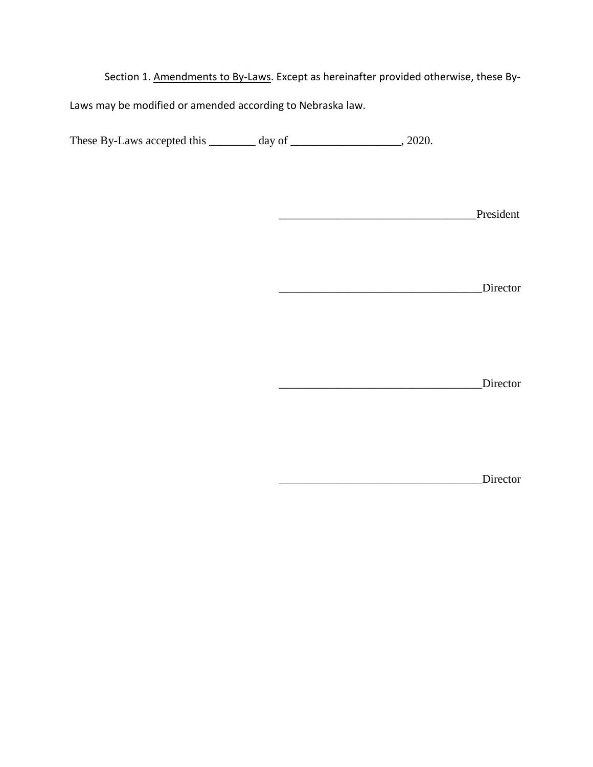Section 1. Amendments to By-Laws. Except as hereinafter provided otherwise, these By-Laws may be modified or amended according to Nebraska law.

These By-Laws accepted this ________ day of ___________________, 2020.

__________________________________President

___________________________________Director

___________________________________Director

___________________________________Director